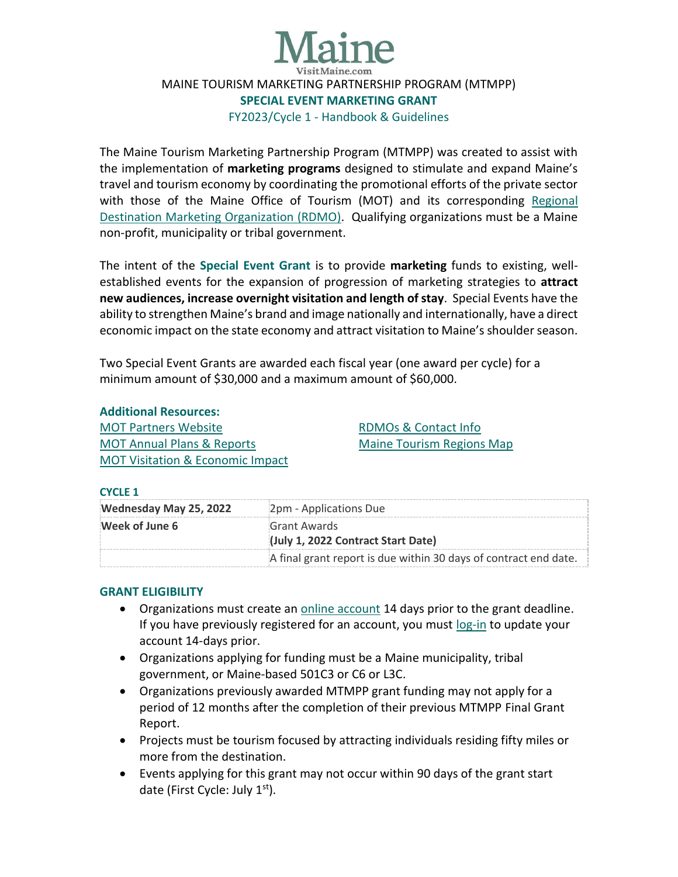# Maine

VisitMaine.com

MAINE TOURISM MARKETING PARTNERSHIP PROGRAM (MTMPP)

## SPECIAL EVENT MARKETING GRANT

FY2023/Cycle 1 - Handbook & Guidelines

The Maine Tourism Marketing Partnership Program (MTMPP) was created to assist with the implementation of **marketing programs** designed to stimulate and expand Maine's travel and tourism economy by coordinating the promotional efforts of the private sector with those of the Maine Office of Tourism (MOT) and its corresponding Regional Destination Marketing Organization (RDMO). Qualifying organizations must be a Maine non-profit, municipality or tribal government.

The intent of the **Special Event Grant** is to provide **marketing** funds to existing, well-established events for the expansion of progression of marketing strategies to **attract new audiences, increase overnight visitation and length of stay**. Special Events have the ability to strengthen Maine's brand and image nationally and internationally, have a direct economic impact on the state economy and attract visitation to Maine's shoulder season.

Two Special Event Grants are awarded each fiscal year (one award per cycle) for a minimum amount of $30,000 and a maximum amount of $60,000.

**Additional Resources:**

- MOT Partners Website
- MOT Annual Plans & Reports
- MOT Visitation & Economic Impact
- RDMOs & Contact Info
- Maine Tourism Regions Map

**CYCLE 1**

| | |
|---|---|
| **Wednesday May 25, 2022** | 2pm - Applications Due |
| **Week of June 6** | Grant Awards **(July 1, 2022 Contract Start Date)** |
| | A final grant report is due within 30 days of contract end date. |

### GRANT ELIGIBILITY

- Organizations must create an online account 14 days prior to the grant deadline. If you have previously registered for an account, you must log-in to update your account 14-days prior.
- Organizations applying for funding must be a Maine municipality, tribal government, or Maine-based 501C3 or C6 or L3C.
- Organizations previously awarded MTMPP grant funding may not apply for a period of 12 months after the completion of their previous MTMPP Final Grant Report.
- Projects must be tourism focused by attracting individuals residing fifty miles or more from the destination.
- Events applying for this grant may not occur within 90 days of the grant start date (First Cycle: July 1st).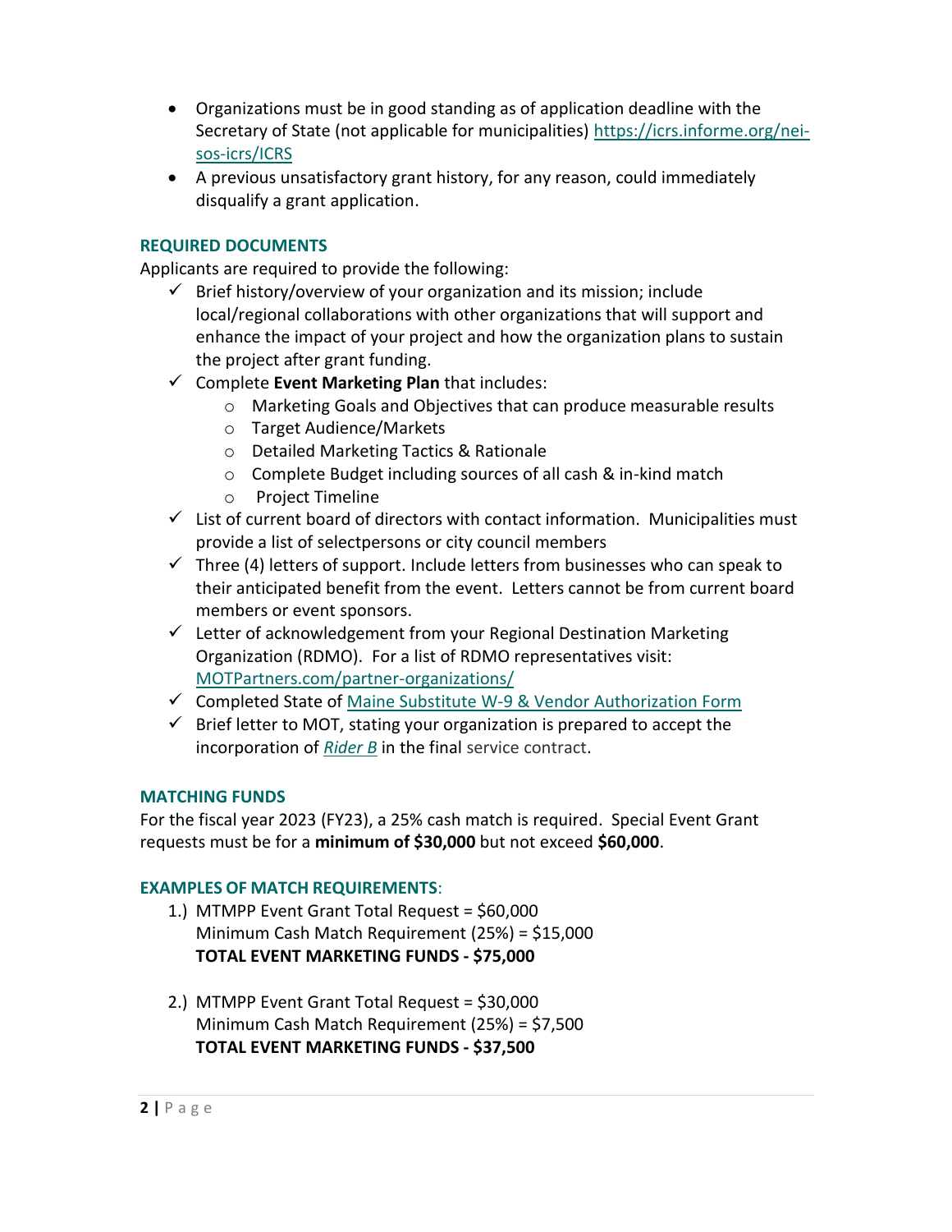- Organizations must be in good standing as of application deadline with the Secretary of State (not applicable for municipalities) https://icrs.informe.org/nei-sos-icrs/ICRS
- A previous unsatisfactory grant history, for any reason, could immediately disqualify a grant application.

### REQUIRED DOCUMENTS

Applicants are required to provide the following:

- ✓ Brief history/overview of your organization and its mission; include local/regional collaborations with other organizations that will support and enhance the impact of your project and how the organization plans to sustain the project after grant funding.
- ✓ Complete **Event Marketing Plan** that includes:
  - Marketing Goals and Objectives that can produce measurable results
  - Target Audience/Markets
  - Detailed Marketing Tactics & Rationale
  - Complete Budget including sources of all cash & in-kind match
  - Project Timeline
- ✓ List of current board of directors with contact information. Municipalities must provide a list of selectpersons or city council members
- ✓ Three (4) letters of support. Include letters from businesses who can speak to their anticipated benefit from the event. Letters cannot be from current board members or event sponsors.
- ✓ Letter of acknowledgement from your Regional Destination Marketing Organization (RDMO). For a list of RDMO representatives visit: MOTPartners.com/partner-organizations/
- ✓ Completed State of Maine Substitute W-9 & Vendor Authorization Form
- ✓ Brief letter to MOT, stating your organization is prepared to accept the incorporation of *Rider B* in the final service contract.

### MATCHING FUNDS

For the fiscal year 2023 (FY23), a 25% cash match is required. Special Event Grant requests must be for a **minimum of $30,000** but not exceed **$60,000**.

### EXAMPLES OF MATCH REQUIREMENTS:

1.) MTMPP Event Grant Total Request = $60,000
Minimum Cash Match Requirement (25%) = $15,000
**TOTAL EVENT MARKETING FUNDS - $75,000**

2.) MTMPP Event Grant Total Request = $30,000
Minimum Cash Match Requirement (25%) = $7,500
**TOTAL EVENT MARKETING FUNDS - $37,500**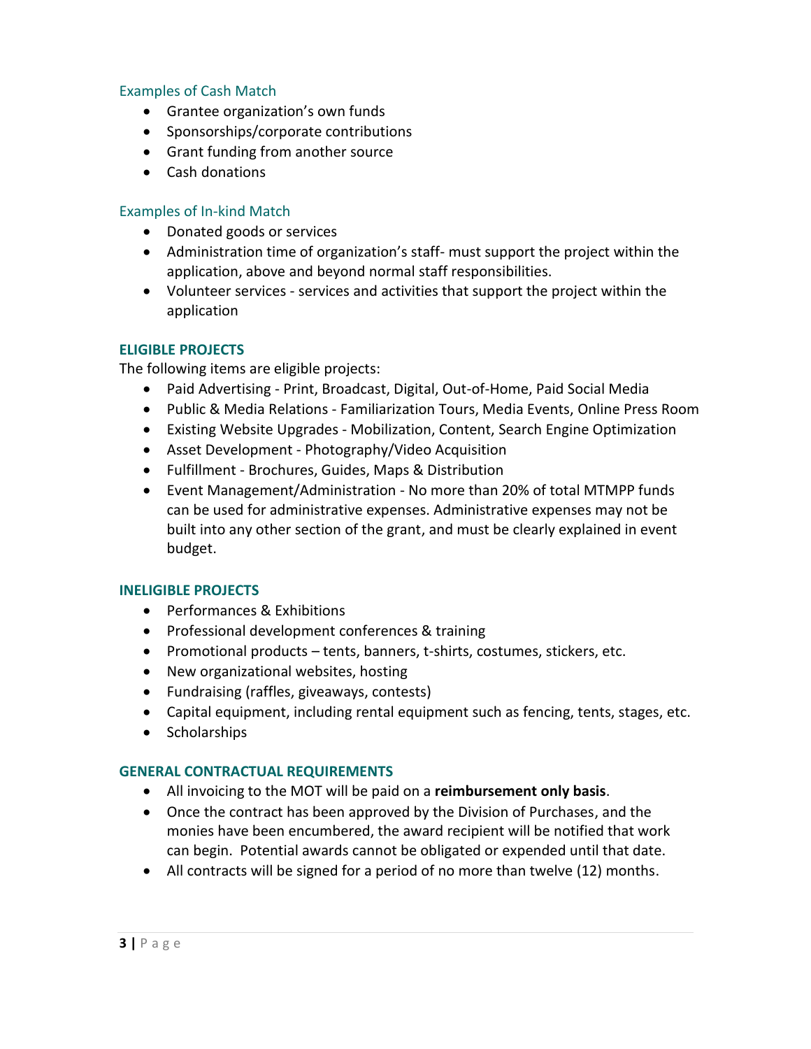### Examples of Cash Match

- Grantee organization's own funds
- Sponsorships/corporate contributions
- Grant funding from another source
- Cash donations

### Examples of In-kind Match

- Donated goods or services
- Administration time of organization's staff- must support the project within the application, above and beyond normal staff responsibilities.
- Volunteer services - services and activities that support the project within the application

## ELIGIBLE PROJECTS

The following items are eligible projects:

- Paid Advertising - Print, Broadcast, Digital, Out-of-Home, Paid Social Media
- Public & Media Relations - Familiarization Tours, Media Events, Online Press Room
- Existing Website Upgrades - Mobilization, Content, Search Engine Optimization
- Asset Development - Photography/Video Acquisition
- Fulfillment - Brochures, Guides, Maps & Distribution
- Event Management/Administration - No more than 20% of total MTMPP funds can be used for administrative expenses. Administrative expenses may not be built into any other section of the grant, and must be clearly explained in event budget.

## INELIGIBLE PROJECTS

- Performances & Exhibitions
- Professional development conferences & training
- Promotional products – tents, banners, t-shirts, costumes, stickers, etc.
- New organizational websites, hosting
- Fundraising (raffles, giveaways, contests)
- Capital equipment, including rental equipment such as fencing, tents, stages, etc.
- Scholarships

## GENERAL CONTRACTUAL REQUIREMENTS

- All invoicing to the MOT will be paid on a **reimbursement only basis**.
- Once the contract has been approved by the Division of Purchases, and the monies have been encumbered, the award recipient will be notified that work can begin. Potential awards cannot be obligated or expended until that date.
- All contracts will be signed for a period of no more than twelve (12) months.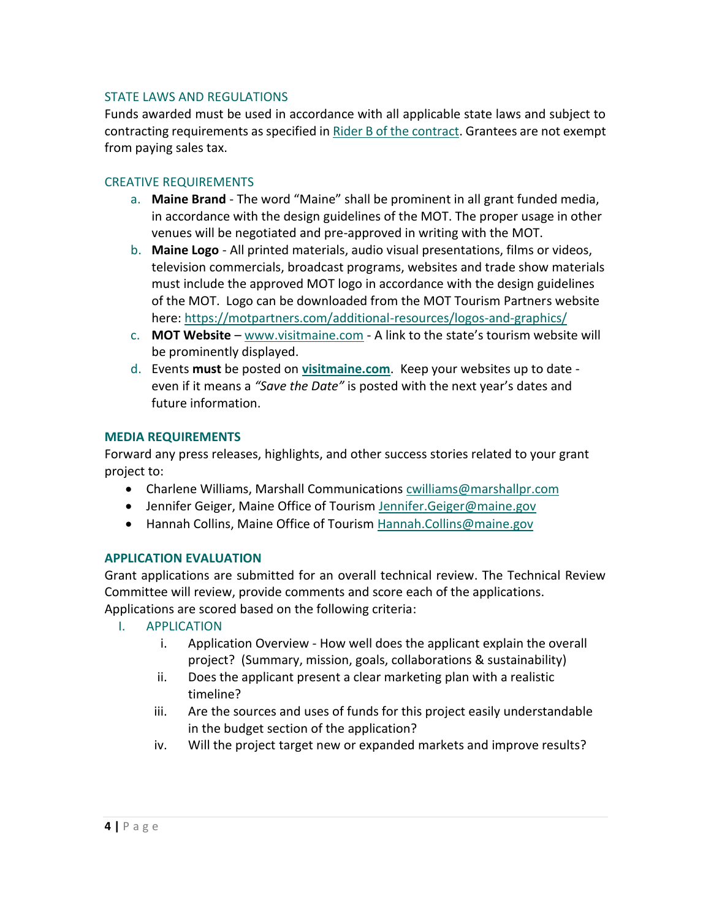## STATE LAWS AND REGULATIONS

Funds awarded must be used in accordance with all applicable state laws and subject to contracting requirements as specified in [Rider B of the contract](). Grantees are not exempt from paying sales tax.

## CREATIVE REQUIREMENTS

a. **Maine Brand** - The word "Maine" shall be prominent in all grant funded media, in accordance with the design guidelines of the MOT. The proper usage in other venues will be negotiated and pre-approved in writing with the MOT.
b. **Maine Logo** - All printed materials, audio visual presentations, films or videos, television commercials, broadcast programs, websites and trade show materials must include the approved MOT logo in accordance with the design guidelines of the MOT. Logo can be downloaded from the MOT Tourism Partners website here: https://motpartners.com/additional-resources/logos-and-graphics/
c. **MOT Website** – www.visitmaine.com - A link to the state's tourism website will be prominently displayed.
d. Events **must** be posted on **visitmaine.com**. Keep your websites up to date - even if it means a *"Save the Date"* is posted with the next year's dates and future information.

## MEDIA REQUIREMENTS

Forward any press releases, highlights, and other success stories related to your grant project to:

- Charlene Williams, Marshall Communications cwilliams@marshallpr.com
- Jennifer Geiger, Maine Office of Tourism Jennifer.Geiger@maine.gov
- Hannah Collins, Maine Office of Tourism Hannah.Collins@maine.gov

## APPLICATION EVALUATION

Grant applications are submitted for an overall technical review. The Technical Review Committee will review, provide comments and score each of the applications. Applications are scored based on the following criteria:

I. APPLICATION
   i. Application Overview - How well does the applicant explain the overall project? (Summary, mission, goals, collaborations & sustainability)
   ii. Does the applicant present a clear marketing plan with a realistic timeline?
   iii. Are the sources and uses of funds for this project easily understandable in the budget section of the application?
   iv. Will the project target new or expanded markets and improve results?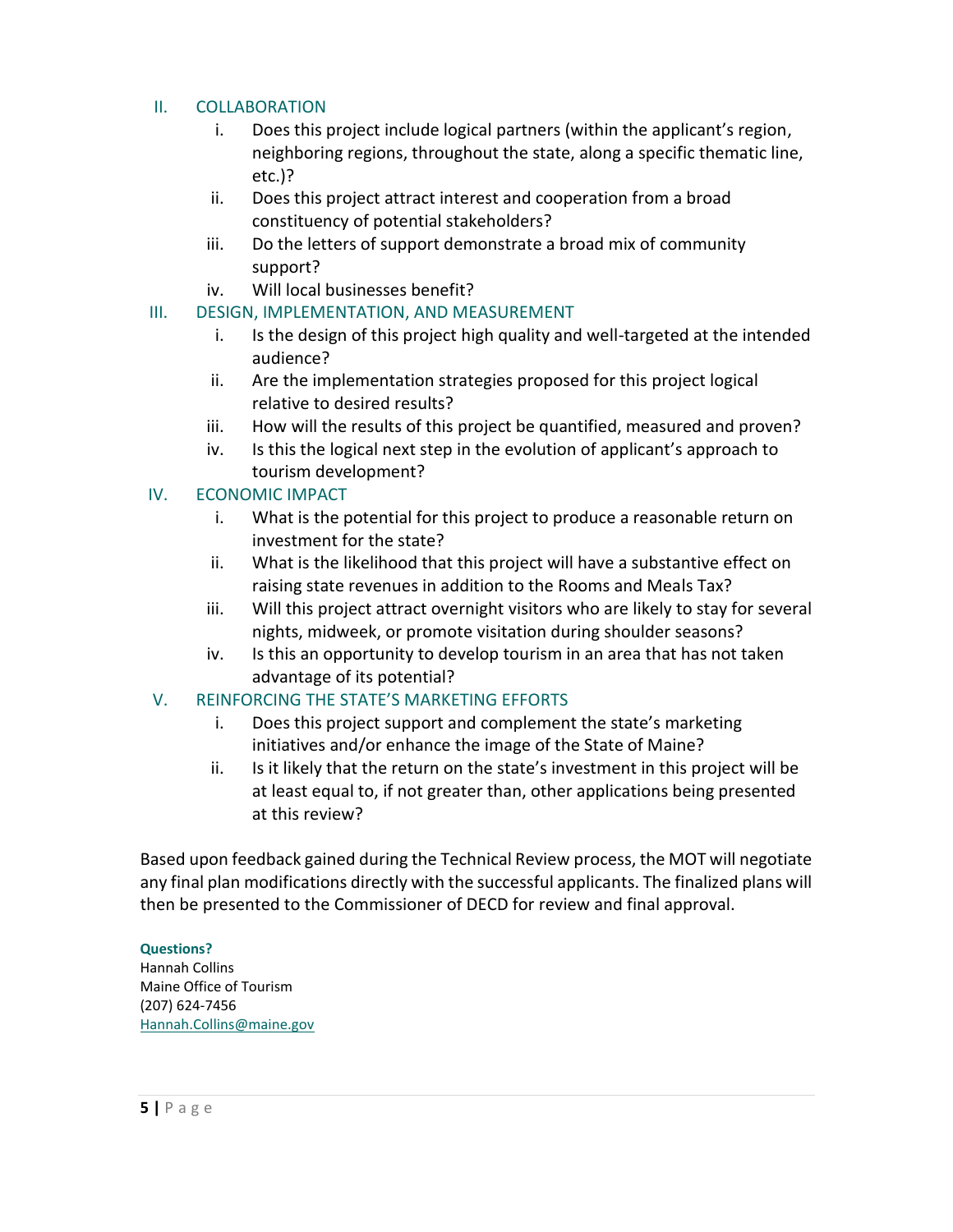II. COLLABORATION

   i. Does this project include logical partners (within the applicant's region, neighboring regions, throughout the state, along a specific thematic line, etc.)?
   ii. Does this project attract interest and cooperation from a broad constituency of potential stakeholders?
   iii. Do the letters of support demonstrate a broad mix of community support?
   iv. Will local businesses benefit?

III. DESIGN, IMPLEMENTATION, AND MEASUREMENT

   i. Is the design of this project high quality and well-targeted at the intended audience?
   ii. Are the implementation strategies proposed for this project logical relative to desired results?
   iii. How will the results of this project be quantified, measured and proven?
   iv. Is this the logical next step in the evolution of applicant's approach to tourism development?

IV. ECONOMIC IMPACT

   i. What is the potential for this project to produce a reasonable return on investment for the state?
   ii. What is the likelihood that this project will have a substantive effect on raising state revenues in addition to the Rooms and Meals Tax?
   iii. Will this project attract overnight visitors who are likely to stay for several nights, midweek, or promote visitation during shoulder seasons?
   iv. Is this an opportunity to develop tourism in an area that has not taken advantage of its potential?

V. REINFORCING THE STATE'S MARKETING EFFORTS

   i. Does this project support and complement the state's marketing initiatives and/or enhance the image of the State of Maine?
   ii. Is it likely that the return on the state's investment in this project will be at least equal to, if not greater than, other applications being presented at this review?

Based upon feedback gained during the Technical Review process, the MOT will negotiate any final plan modifications directly with the successful applicants. The finalized plans will then be presented to the Commissioner of DECD for review and final approval.

**Questions?**
Hannah Collins
Maine Office of Tourism
(207) 624-7456
Hannah.Collins@maine.gov